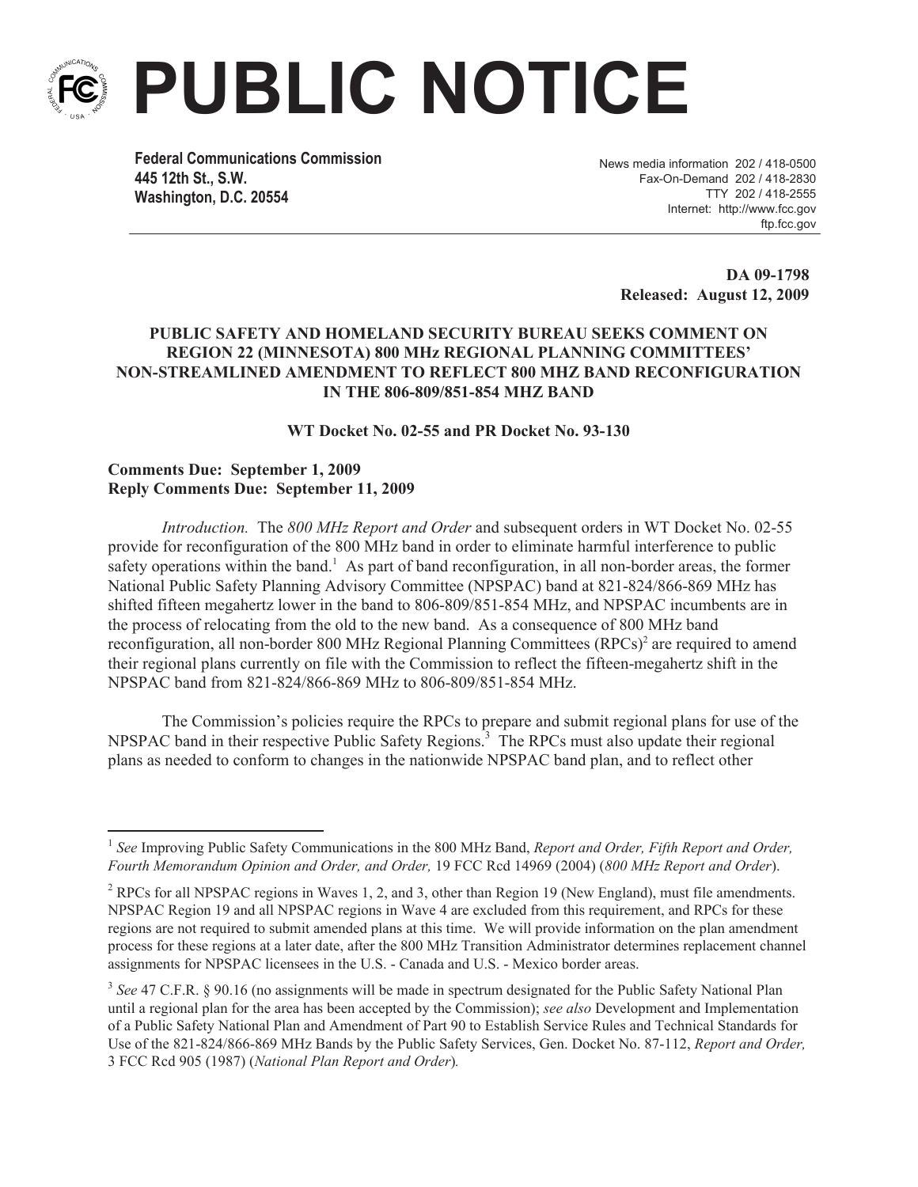# PUBLIC NOTICE

**Federal Communications Commission**
**445 12th St., S.W.**
**Washington, D.C. 20554**

News media information 202 / 418-0500
Fax-On-Demand 202 / 418-2830
TTY 202 / 418-2555
Internet: http://www.fcc.gov
ftp.fcc.gov

**DA 09-1798**
**Released: August 12, 2009**

**PUBLIC SAFETY AND HOMELAND SECURITY BUREAU SEEKS COMMENT ON REGION 22 (MINNESOTA) 800 MHz REGIONAL PLANNING COMMITTEES' NON-STREAMLINED AMENDMENT TO REFLECT 800 MHZ BAND RECONFIGURATION IN THE 806-809/851-854 MHZ BAND**

**WT Docket No. 02-55 and PR Docket No. 93-130**

**Comments Due: September 1, 2009**
**Reply Comments Due: September 11, 2009**

*Introduction.* The *800 MHz Report and Order* and subsequent orders in WT Docket No. 02-55 provide for reconfiguration of the 800 MHz band in order to eliminate harmful interference to public safety operations within the band.[1] As part of band reconfiguration, in all non-border areas, the former National Public Safety Planning Advisory Committee (NPSPAC) band at 821-824/866-869 MHz has shifted fifteen megahertz lower in the band to 806-809/851-854 MHz, and NPSPAC incumbents are in the process of relocating from the old to the new band. As a consequence of 800 MHz band reconfiguration, all non-border 800 MHz Regional Planning Committees (RPCs)[2] are required to amend their regional plans currently on file with the Commission to reflect the fifteen-megahertz shift in the NPSPAC band from 821-824/866-869 MHz to 806-809/851-854 MHz.

The Commission's policies require the RPCs to prepare and submit regional plans for use of the NPSPAC band in their respective Public Safety Regions.[3] The RPCs must also update their regional plans as needed to conform to changes in the nationwide NPSPAC band plan, and to reflect other

---

[1] *See* Improving Public Safety Communications in the 800 MHz Band, *Report and Order, Fifth Report and Order, Fourth Memorandum Opinion and Order, and Order,* 19 FCC Rcd 14969 (2004) (*800 MHz Report and Order*).

[2] RPCs for all NPSPAC regions in Waves 1, 2, and 3, other than Region 19 (New England), must file amendments. NPSPAC Region 19 and all NPSPAC regions in Wave 4 are excluded from this requirement, and RPCs for these regions are not required to submit amended plans at this time. We will provide information on the plan amendment process for these regions at a later date, after the 800 MHz Transition Administrator determines replacement channel assignments for NPSPAC licensees in the U.S. - Canada and U.S. - Mexico border areas.

[3] *See* 47 C.F.R. § 90.16 (no assignments will be made in spectrum designated for the Public Safety National Plan until a regional plan for the area has been accepted by the Commission); *see also* Development and Implementation of a Public Safety National Plan and Amendment of Part 90 to Establish Service Rules and Technical Standards for Use of the 821-824/866-869 MHz Bands by the Public Safety Services, Gen. Docket No. 87-112, *Report and Order,* 3 FCC Rcd 905 (1987) (*National Plan Report and Order*).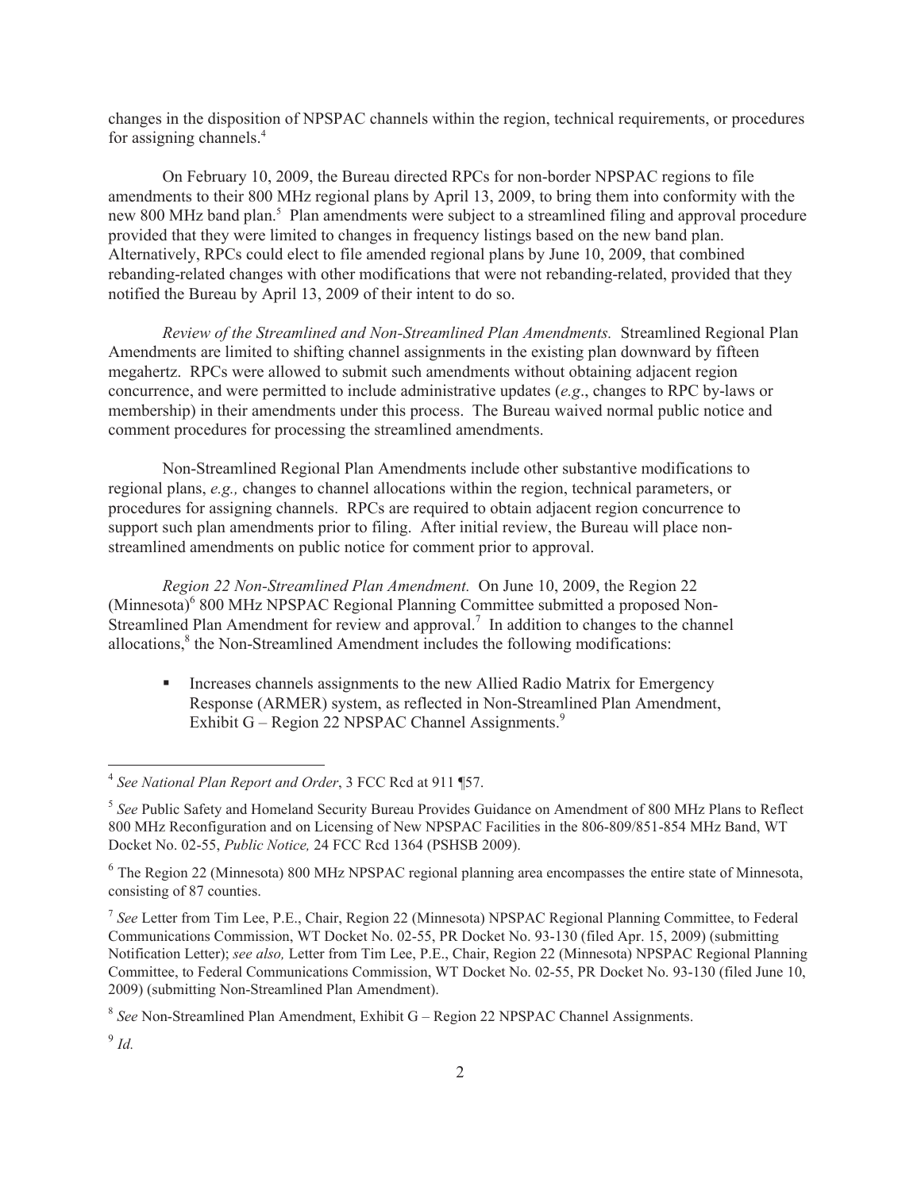changes in the disposition of NPSPAC channels within the region, technical requirements, or procedures for assigning channels.[4]

On February 10, 2009, the Bureau directed RPCs for non-border NPSPAC regions to file amendments to their 800 MHz regional plans by April 13, 2009, to bring them into conformity with the new 800 MHz band plan.[5] Plan amendments were subject to a streamlined filing and approval procedure provided that they were limited to changes in frequency listings based on the new band plan. Alternatively, RPCs could elect to file amended regional plans by June 10, 2009, that combined rebanding-related changes with other modifications that were not rebanding-related, provided that they notified the Bureau by April 13, 2009 of their intent to do so.

*Review of the Streamlined and Non-Streamlined Plan Amendments.* Streamlined Regional Plan Amendments are limited to shifting channel assignments in the existing plan downward by fifteen megahertz. RPCs were allowed to submit such amendments without obtaining adjacent region concurrence, and were permitted to include administrative updates (*e.g*., changes to RPC by-laws or membership) in their amendments under this process. The Bureau waived normal public notice and comment procedures for processing the streamlined amendments.

Non-Streamlined Regional Plan Amendments include other substantive modifications to regional plans, *e.g.,* changes to channel allocations within the region, technical parameters, or procedures for assigning channels. RPCs are required to obtain adjacent region concurrence to support such plan amendments prior to filing. After initial review, the Bureau will place non-streamlined amendments on public notice for comment prior to approval.

*Region 22 Non-Streamlined Plan Amendment.* On June 10, 2009, the Region 22 (Minnesota)[6] 800 MHz NPSPAC Regional Planning Committee submitted a proposed Non-Streamlined Plan Amendment for review and approval.[7] In addition to changes to the channel allocations,[8] the Non-Streamlined Amendment includes the following modifications:

- Increases channels assignments to the new Allied Radio Matrix for Emergency Response (ARMER) system, as reflected in Non-Streamlined Plan Amendment, Exhibit G – Region 22 NPSPAC Channel Assignments.[9]

---

[4] *See National Plan Report and Order*, 3 FCC Rcd at 911 ¶57.

[5] *See* Public Safety and Homeland Security Bureau Provides Guidance on Amendment of 800 MHz Plans to Reflect 800 MHz Reconfiguration and on Licensing of New NPSPAC Facilities in the 806-809/851-854 MHz Band, WT Docket No. 02-55, *Public Notice,* 24 FCC Rcd 1364 (PSHSB 2009).

[6] The Region 22 (Minnesota) 800 MHz NPSPAC regional planning area encompasses the entire state of Minnesota, consisting of 87 counties.

[7] *See* Letter from Tim Lee, P.E., Chair, Region 22 (Minnesota) NPSPAC Regional Planning Committee, to Federal Communications Commission, WT Docket No. 02-55, PR Docket No. 93-130 (filed Apr. 15, 2009) (submitting Notification Letter); *see also,* Letter from Tim Lee, P.E., Chair, Region 22 (Minnesota) NPSPAC Regional Planning Committee, to Federal Communications Commission, WT Docket No. 02-55, PR Docket No. 93-130 (filed June 10, 2009) (submitting Non-Streamlined Plan Amendment).

[8] *See* Non-Streamlined Plan Amendment, Exhibit G – Region 22 NPSPAC Channel Assignments.

[9] *Id.*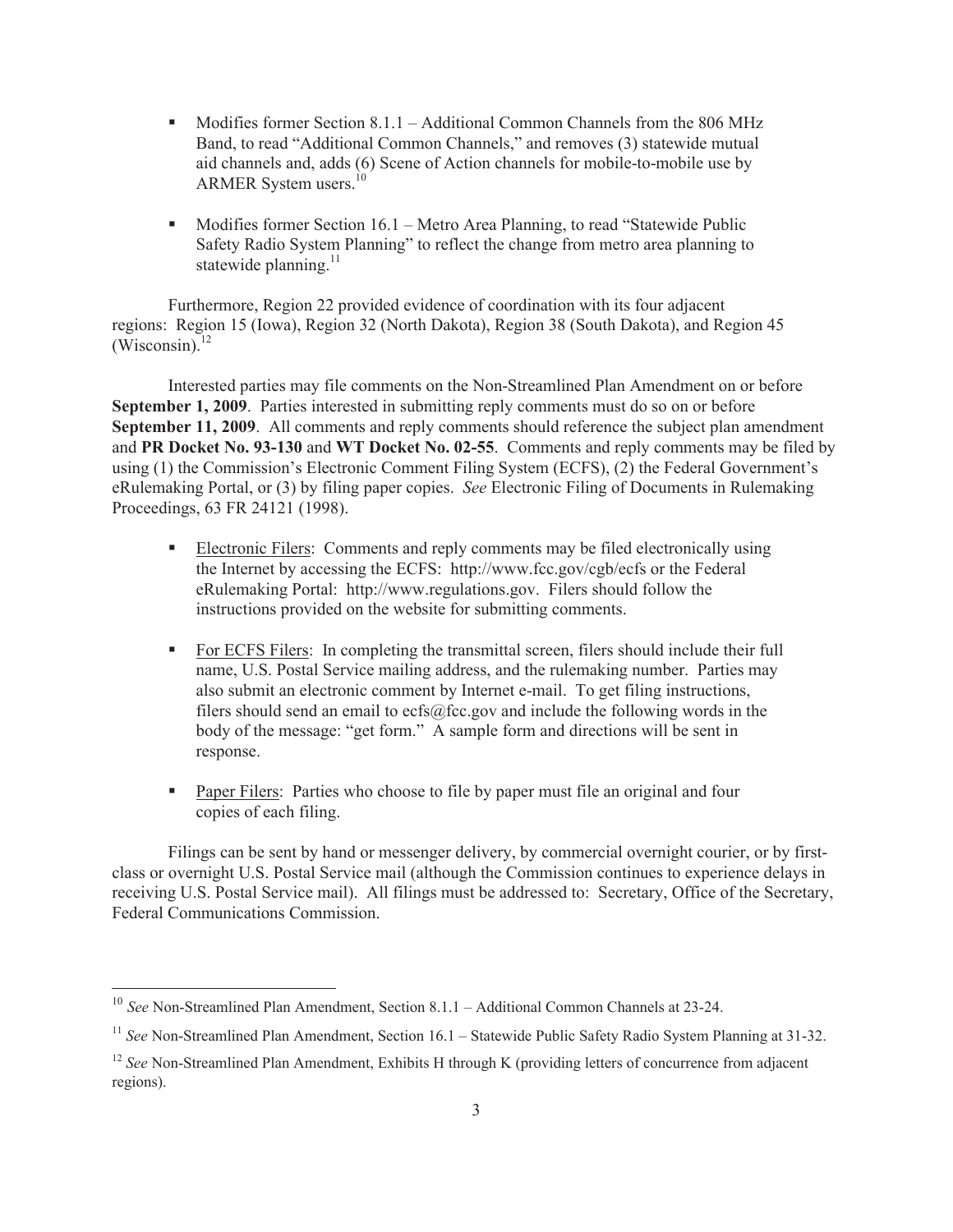- Modifies former Section 8.1.1 – Additional Common Channels from the 806 MHz Band, to read "Additional Common Channels," and removes (3) statewide mutual aid channels and, adds (6) Scene of Action channels for mobile-to-mobile use by ARMER System users.[10]

- Modifies former Section 16.1 – Metro Area Planning, to read "Statewide Public Safety Radio System Planning" to reflect the change from metro area planning to statewide planning.[11]

Furthermore, Region 22 provided evidence of coordination with its four adjacent regions: Region 15 (Iowa), Region 32 (North Dakota), Region 38 (South Dakota), and Region 45 (Wisconsin).[12]

Interested parties may file comments on the Non-Streamlined Plan Amendment on or before **September 1, 2009**. Parties interested in submitting reply comments must do so on or before **September 11, 2009**. All comments and reply comments should reference the subject plan amendment and **PR Docket No. 93-130** and **WT Docket No. 02-55**. Comments and reply comments may be filed by using (1) the Commission's Electronic Comment Filing System (ECFS), (2) the Federal Government's eRulemaking Portal, or (3) by filing paper copies. *See* Electronic Filing of Documents in Rulemaking Proceedings, 63 FR 24121 (1998).

- Electronic Filers: Comments and reply comments may be filed electronically using the Internet by accessing the ECFS: http://www.fcc.gov/cgb/ecfs or the Federal eRulemaking Portal: http://www.regulations.gov. Filers should follow the instructions provided on the website for submitting comments.

- For ECFS Filers: In completing the transmittal screen, filers should include their full name, U.S. Postal Service mailing address, and the rulemaking number. Parties may also submit an electronic comment by Internet e-mail. To get filing instructions, filers should send an email to ecfs@fcc.gov and include the following words in the body of the message: "get form." A sample form and directions will be sent in response.

- Paper Filers: Parties who choose to file by paper must file an original and four copies of each filing.

Filings can be sent by hand or messenger delivery, by commercial overnight courier, or by first-class or overnight U.S. Postal Service mail (although the Commission continues to experience delays in receiving U.S. Postal Service mail). All filings must be addressed to: Secretary, Office of the Secretary, Federal Communications Commission.

---

[10] *See* Non-Streamlined Plan Amendment, Section 8.1.1 – Additional Common Channels at 23-24.

[11] *See* Non-Streamlined Plan Amendment, Section 16.1 – Statewide Public Safety Radio System Planning at 31-32.

[12] *See* Non-Streamlined Plan Amendment, Exhibits H through K (providing letters of concurrence from adjacent regions).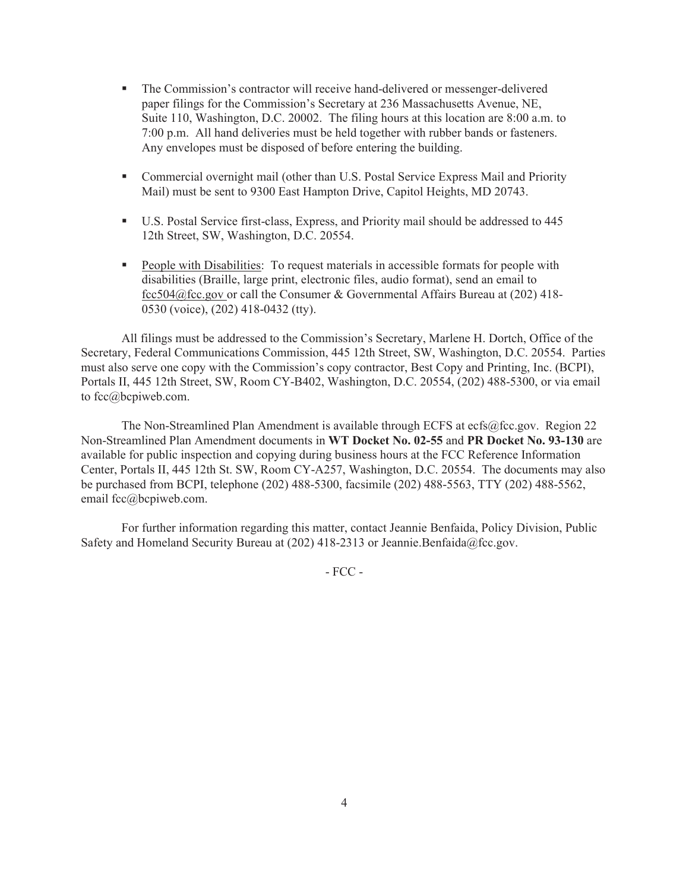- The Commission's contractor will receive hand-delivered or messenger-delivered paper filings for the Commission's Secretary at 236 Massachusetts Avenue, NE, Suite 110, Washington, D.C. 20002. The filing hours at this location are 8:00 a.m. to 7:00 p.m. All hand deliveries must be held together with rubber bands or fasteners. Any envelopes must be disposed of before entering the building.

- Commercial overnight mail (other than U.S. Postal Service Express Mail and Priority Mail) must be sent to 9300 East Hampton Drive, Capitol Heights, MD 20743.

- U.S. Postal Service first-class, Express, and Priority mail should be addressed to 445 12th Street, SW, Washington, D.C. 20554.

- People with Disabilities: To request materials in accessible formats for people with disabilities (Braille, large print, electronic files, audio format), send an email to fcc504@fcc.gov or call the Consumer & Governmental Affairs Bureau at (202) 418-0530 (voice), (202) 418-0432 (tty).

All filings must be addressed to the Commission's Secretary, Marlene H. Dortch, Office of the Secretary, Federal Communications Commission, 445 12th Street, SW, Washington, D.C. 20554. Parties must also serve one copy with the Commission's copy contractor, Best Copy and Printing, Inc. (BCPI), Portals II, 445 12th Street, SW, Room CY-B402, Washington, D.C. 20554, (202) 488-5300, or via email to fcc@bcpiweb.com.

The Non-Streamlined Plan Amendment is available through ECFS at ecfs@fcc.gov. Region 22 Non-Streamlined Plan Amendment documents in **WT Docket No. 02-55** and **PR Docket No. 93-130** are available for public inspection and copying during business hours at the FCC Reference Information Center, Portals II, 445 12th St. SW, Room CY-A257, Washington, D.C. 20554. The documents may also be purchased from BCPI, telephone (202) 488-5300, facsimile (202) 488-5563, TTY (202) 488-5562, email fcc@bcpiweb.com.

For further information regarding this matter, contact Jeannie Benfaida, Policy Division, Public Safety and Homeland Security Bureau at (202) 418-2313 or Jeannie.Benfaida@fcc.gov.

- FCC -